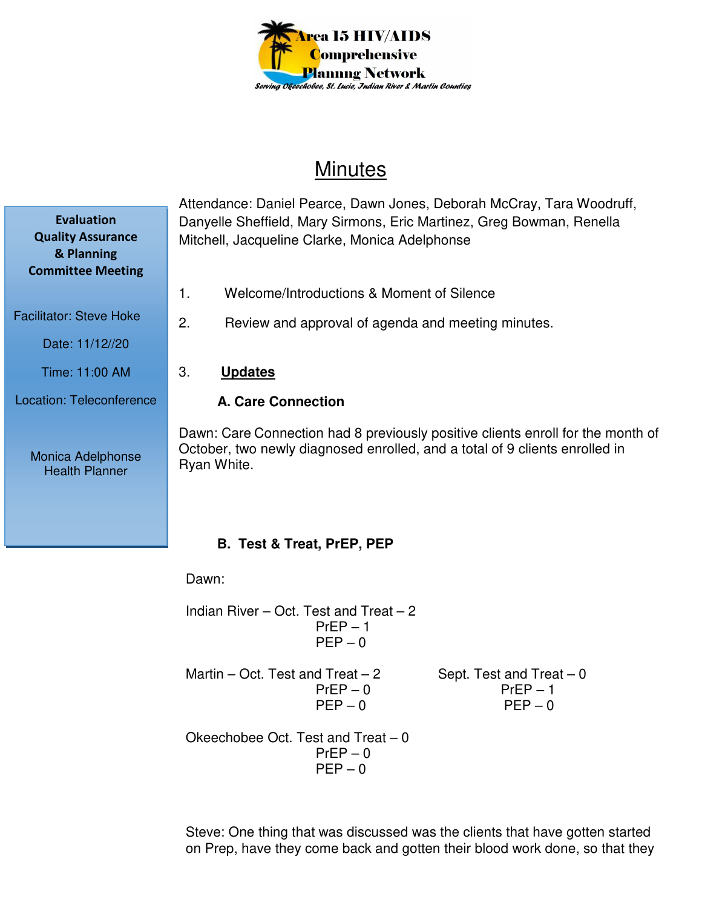Area 15 HIV/AIDS Comprehensive Planning Network

*Serving Okeechobee, St. Lucie, Indian River & Martin Counties*

# Minutes

**Evaluation Quality Assurance & Planning Committee Meeting**

Facilitator: Steve Hoke

Date: 11/12//20

Time: 11:00 AM

Location: Teleconference

Monica Adelphonse
Health Planner

Attendance: Daniel Pearce, Dawn Jones, Deborah McCray, Tara Woodruff, Danyelle Sheffield, Mary Sirmons, Eric Martinez, Greg Bowman, Renella Mitchell, Jacqueline Clarke, Monica Adelphonse

1. Welcome/Introductions & Moment of Silence
2. Review and approval of agenda and meeting minutes.
3. **Updates**

**A. Care Connection**

Dawn: Care Connection had 8 previously positive clients enroll for the month of October, two newly diagnosed enrolled, and a total of 9 clients enrolled in Ryan White.

**B. Test & Treat, PrEP, PEP**

Dawn:

Indian River – Oct. Test and Treat – 2
PrEP – 1
PEP – 0

Martin – Oct. Test and Treat – 2
PrEP – 0
PEP – 0

Sept. Test and Treat – 0
PrEP – 1
PEP – 0

Okeechobee Oct. Test and Treat – 0
PrEP – 0
PEP – 0

Steve: One thing that was discussed was the clients that have gotten started on Prep, have they come back and gotten their blood work done, so that they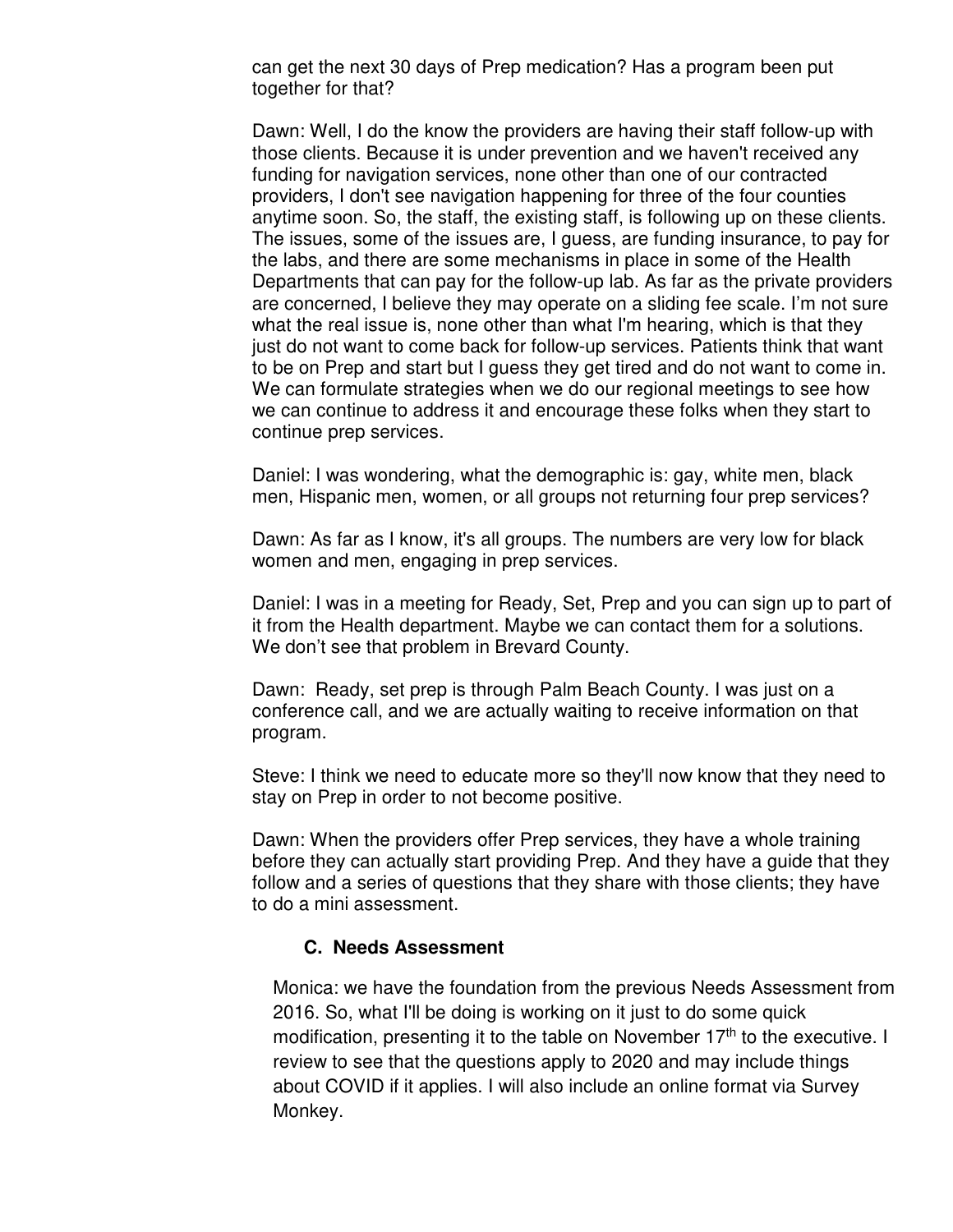can get the next 30 days of Prep medication? Has a program been put together for that?

Dawn: Well, I do the know the providers are having their staff follow-up with those clients. Because it is under prevention and we haven't received any funding for navigation services, none other than one of our contracted providers, I don't see navigation happening for three of the four counties anytime soon. So, the staff, the existing staff, is following up on these clients. The issues, some of the issues are, I guess, are funding insurance, to pay for the labs, and there are some mechanisms in place in some of the Health Departments that can pay for the follow-up lab. As far as the private providers are concerned, I believe they may operate on a sliding fee scale. I'm not sure what the real issue is, none other than what I'm hearing, which is that they just do not want to come back for follow-up services. Patients think that want to be on Prep and start but I guess they get tired and do not want to come in. We can formulate strategies when we do our regional meetings to see how we can continue to address it and encourage these folks when they start to continue prep services.

Daniel: I was wondering, what the demographic is: gay, white men, black men, Hispanic men, women, or all groups not returning four prep services?

Dawn: As far as I know, it's all groups. The numbers are very low for black women and men, engaging in prep services.

Daniel: I was in a meeting for Ready, Set, Prep and you can sign up to part of it from the Health department. Maybe we can contact them for a solutions. We don't see that problem in Brevard County.

Dawn: Ready, set prep is through Palm Beach County. I was just on a conference call, and we are actually waiting to receive information on that program.

Steve: I think we need to educate more so they'll now know that they need to stay on Prep in order to not become positive.

Dawn: When the providers offer Prep services, they have a whole training before they can actually start providing Prep. And they have a guide that they follow and a series of questions that they share with those clients; they have to do a mini assessment.

### C. Needs Assessment

Monica: we have the foundation from the previous Needs Assessment from 2016. So, what I'll be doing is working on it just to do some quick modification, presenting it to the table on November 17th to the executive. I review to see that the questions apply to 2020 and may include things about COVID if it applies. I will also include an online format via Survey Monkey.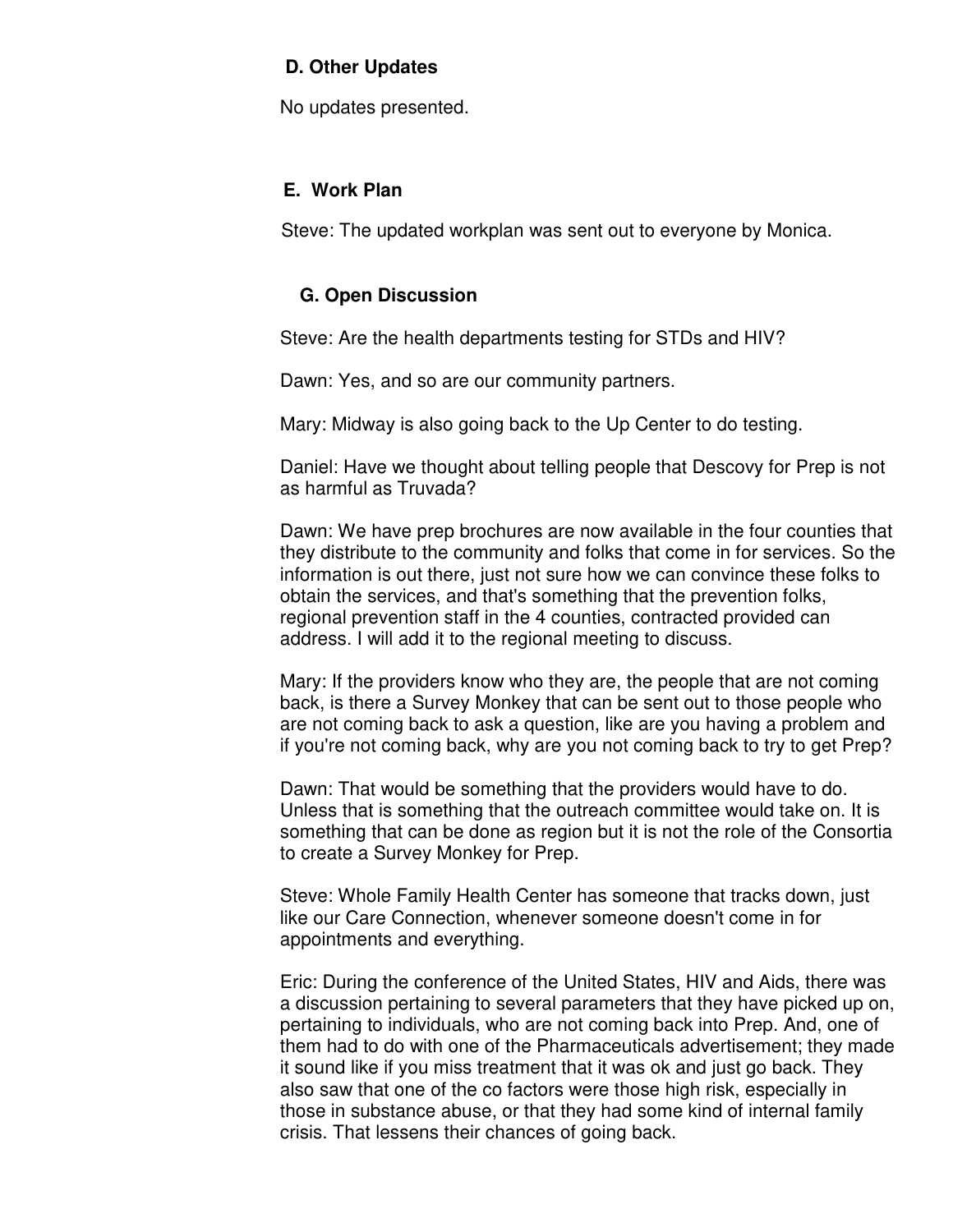### D. Other Updates

No updates presented.

### E. Work Plan

Steve: The updated workplan was sent out to everyone by Monica.

### G. Open Discussion

Steve: Are the health departments testing for STDs and HIV?

Dawn: Yes, and so are our community partners.

Mary: Midway is also going back to the Up Center to do testing.

Daniel: Have we thought about telling people that Descovy for Prep is not as harmful as Truvada?

Dawn: We have prep brochures are now available in the four counties that they distribute to the community and folks that come in for services. So the information is out there, just not sure how we can convince these folks to obtain the services, and that's something that the prevention folks, regional prevention staff in the 4 counties, contracted provided can address. I will add it to the regional meeting to discuss.

Mary: If the providers know who they are, the people that are not coming back, is there a Survey Monkey that can be sent out to those people who are not coming back to ask a question, like are you having a problem and if you're not coming back, why are you not coming back to try to get Prep?

Dawn: That would be something that the providers would have to do. Unless that is something that the outreach committee would take on. It is something that can be done as region but it is not the role of the Consortia to create a Survey Monkey for Prep.

Steve: Whole Family Health Center has someone that tracks down, just like our Care Connection, whenever someone doesn't come in for appointments and everything.

Eric: During the conference of the United States, HIV and Aids, there was a discussion pertaining to several parameters that they have picked up on, pertaining to individuals, who are not coming back into Prep. And, one of them had to do with one of the Pharmaceuticals advertisement; they made it sound like if you miss treatment that it was ok and just go back. They also saw that one of the co factors were those high risk, especially in those in substance abuse, or that they had some kind of internal family crisis. That lessens their chances of going back.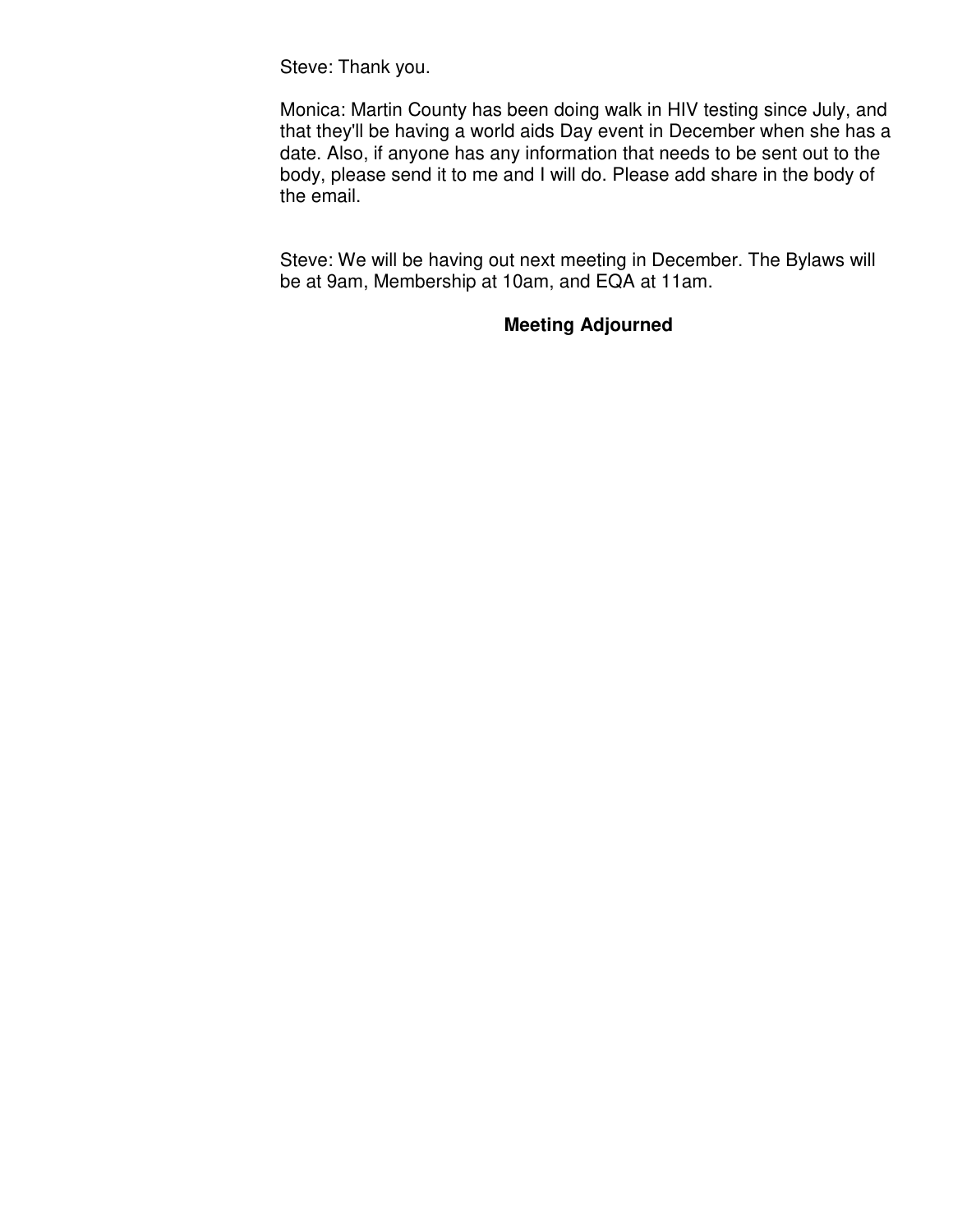Steve: Thank you.

Monica: Martin County has been doing walk in HIV testing since July, and that they'll be having a world aids Day event in December when she has a date. Also, if anyone has any information that needs to be sent out to the body, please send it to me and I will do. Please add share in the body of the email.

Steve: We will be having out next meeting in December. The Bylaws will be at 9am, Membership at 10am, and EQA at 11am.

**Meeting Adjourned**